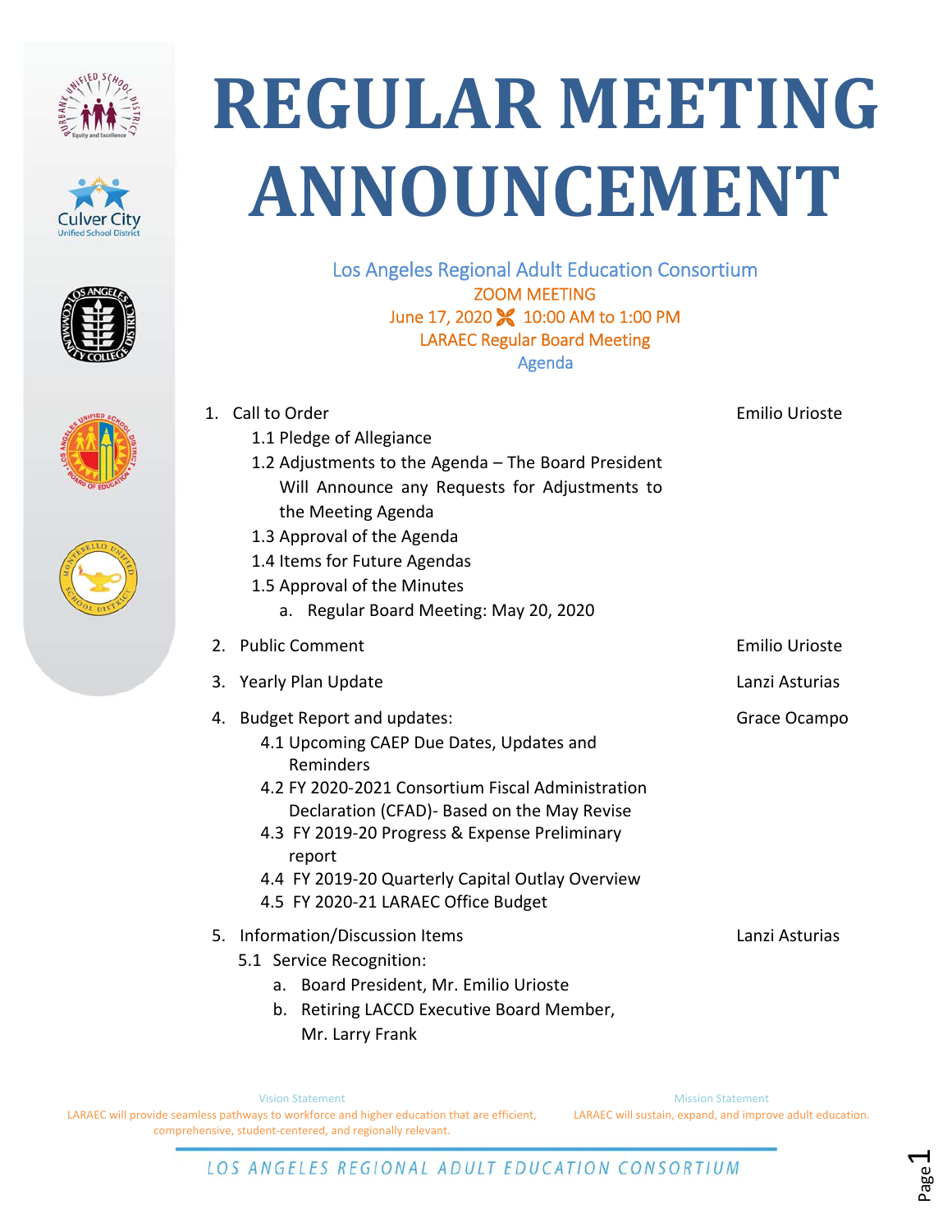# REGULAR MEETING ANNOUNCEMENT

Los Angeles Regional Adult Education Consortium

ZOOM MEETING

June 17, 2020 10:00 AM to 1:00 PM

LARAEC Regular Board Meeting

Agenda

1. Call to Order — Emilio Urioste
   - 1.1 Pledge of Allegiance
   - 1.2 Adjustments to the Agenda – The Board President Will Announce any Requests for Adjustments to the Meeting Agenda
   - 1.3 Approval of the Agenda
   - 1.4 Items for Future Agendas
   - 1.5 Approval of the Minutes
     - a. Regular Board Meeting: May 20, 2020
2. Public Comment — Emilio Urioste
3. Yearly Plan Update — Lanzi Asturias
4. Budget Report and updates: — Grace Ocampo
   - 4.1 Upcoming CAEP Due Dates, Updates and Reminders
   - 4.2 FY 2020-2021 Consortium Fiscal Administration Declaration (CFAD)- Based on the May Revise
   - 4.3 FY 2019-20 Progress & Expense Preliminary report
   - 4.4 FY 2019-20 Quarterly Capital Outlay Overview
   - 4.5 FY 2020-21 LARAEC Office Budget
5. Information/Discussion Items — Lanzi Asturias
   - 5.1 Service Recognition:
     - a. Board President, Mr. Emilio Urioste
     - b. Retiring LACCD Executive Board Member, Mr. Larry Frank

Vision Statement

LARAEC will provide seamless pathways to workforce and higher education that are efficient, comprehensive, student-centered, and regionally relevant.

Mission Statement

LARAEC will sustain, expand, and improve adult education.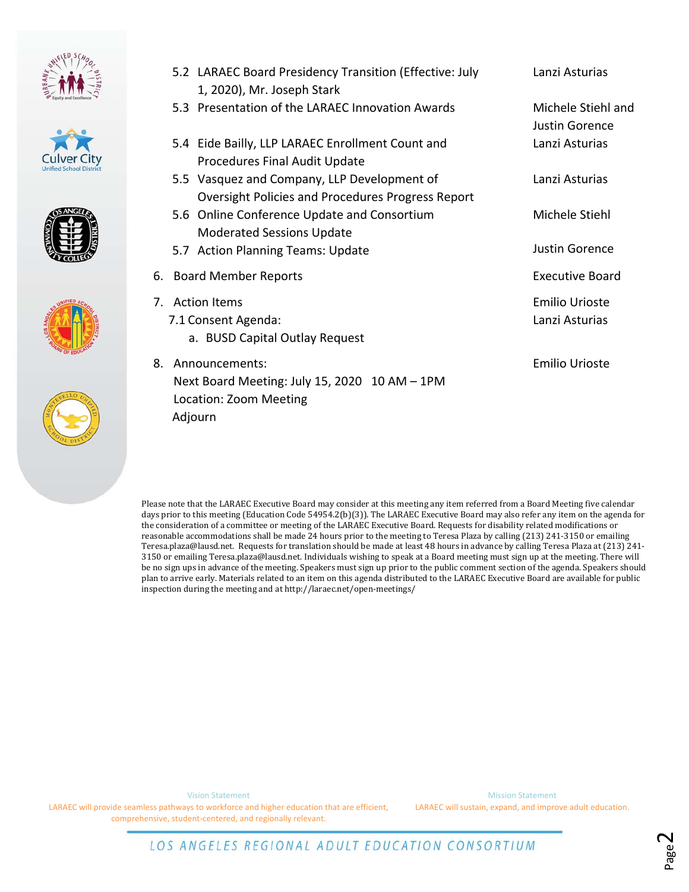| | |
|---|---|
| 5.2 LARAEC Board Presidency Transition (Effective: July 1, 2020), Mr. Joseph Stark | Lanzi Asturias |
| 5.3 Presentation of the LARAEC Innovation Awards | Michele Stiehl and Justin Gorence |
| 5.4 Eide Bailly, LLP LARAEC Enrollment Count and Procedures Final Audit Update | Lanzi Asturias |
| 5.5 Vasquez and Company, LLP Development of Oversight Policies and Procedures Progress Report | Lanzi Asturias |
| 5.6 Online Conference Update and Consortium Moderated Sessions Update | Michele Stiehl |
| 5.7 Action Planning Teams: Update | Justin Gorence |
| 6. Board Member Reports | Executive Board |
| 7. Action Items | Emilio Urioste |
| 7.1 Consent Agenda: | Lanzi Asturias |
| a. BUSD Capital Outlay Request | |
| 8. Announcements: | Emilio Urioste |
| Next Board Meeting: July 15, 2020 10 AM – 1PM | |
| Location: Zoom Meeting | |
| Adjourn | |

Please note that the LARAEC Executive Board may consider at this meeting any item referred from a Board Meeting five calendar days prior to this meeting (Education Code 54954.2(b)(3)). The LARAEC Executive Board may also refer any item on the agenda for the consideration of a committee or meeting of the LARAEC Executive Board. Requests for disability related modifications or reasonable accommodations shall be made 24 hours prior to the meeting to Teresa Plaza by calling (213) 241-3150 or emailing Teresa.plaza@lausd.net. Requests for translation should be made at least 48 hours in advance by calling Teresa Plaza at (213) 241-3150 or emailing Teresa.plaza@lausd.net. Individuals wishing to speak at a Board meeting must sign up at the meeting. There will be no sign ups in advance of the meeting. Speakers must sign up prior to the public comment section of the agenda. Speakers should plan to arrive early. Materials related to an item on this agenda distributed to the LARAEC Executive Board are available for public inspection during the meeting and at http://laraec.net/open-meetings/

Vision Statement
LARAEC will provide seamless pathways to workforce and higher education that are efficient, comprehensive, student-centered, and regionally relevant.

Mission Statement
LARAEC will sustain, expand, and improve adult education.